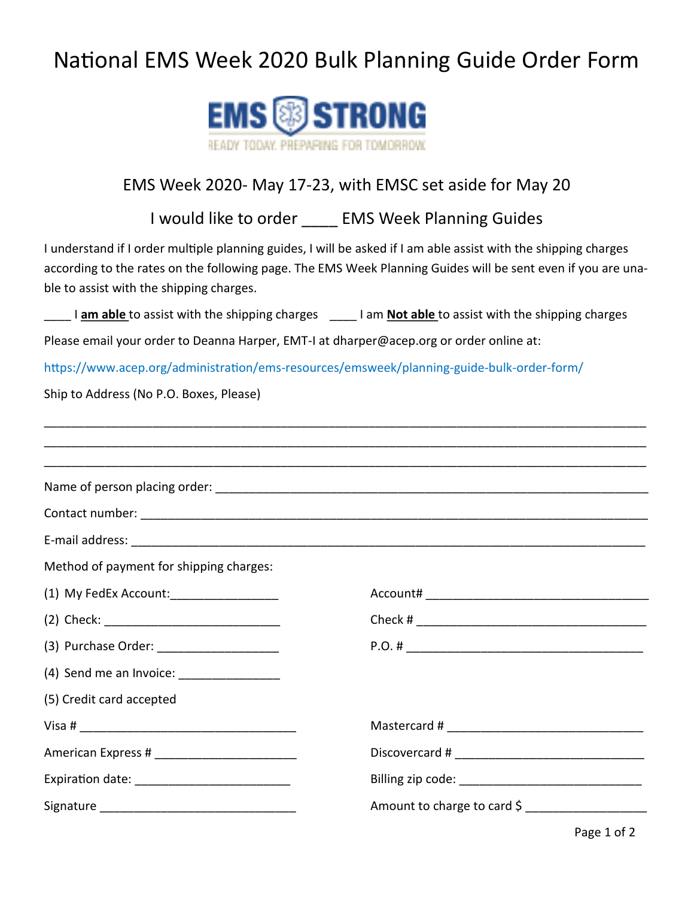# National EMS Week 2020 Bulk Planning Guide Order Form

EMS STRONG

READY TODAY. PREPARING FOR TOMORROW.

EMS Week 2020- May 17-23, with EMSC set aside for May 20

I would like to order ____ EMS Week Planning Guides

I understand if I order multiple planning guides, I will be asked if I am able assist with the shipping charges according to the rates on the following page. The EMS Week Planning Guides will be sent even if you are unable to assist with the shipping charges.

____ I **am able** to assist with the shipping charges ____ I am **Not able** to assist with the shipping charges

Please email your order to Deanna Harper, EMT-I at dharper@acep.org or order online at:

https://www.acep.org/administration/ems-resources/emsweek/planning-guide-bulk-order-form/

Ship to Address (No P.O. Boxes, Please)

______________________________________________________________________________

______________________________________________________________________________

______________________________________________________________________________

Name of person placing order: ______________________________________________

Contact number: ______________________________________________

E-mail address: ______________________________________________

Method of payment for shipping charges:

(1) My FedEx Account: ________________ Account# __________________________________

(2) Check: ____________________________ Check # ___________________________________

(3) Purchase Order: ___________________ P.O. # ____________________________________

(4) Send me an Invoice: _______________

(5) Credit card accepted

Visa # _________________________________ Mastercard # _____________________________

American Express # _____________________ Discovercard # ____________________________

Expiration date: ________________________ Billing zip code: ____________________________

Signature ______________________________ Amount to charge to card $ __________________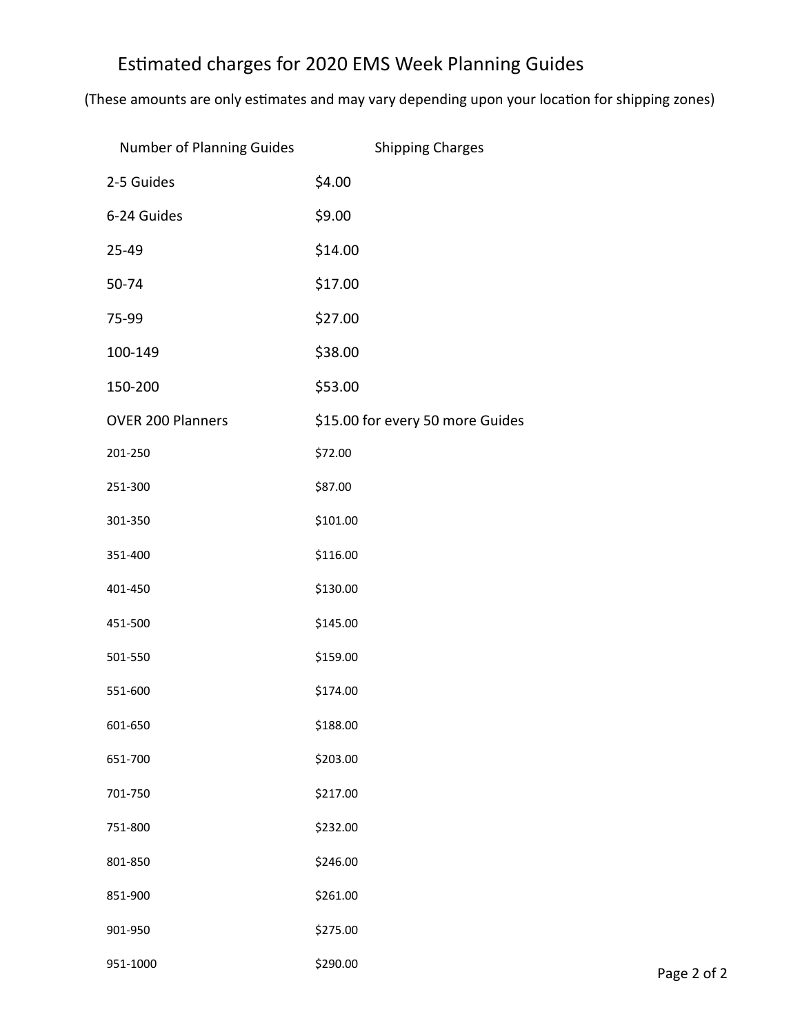# Estimated charges for 2020 EMS Week Planning Guides

(These amounts are only estimates and may vary depending upon your location for shipping zones)

| Number of Planning Guides | Shipping Charges |
| --- | --- |
| 2-5 Guides | $4.00 |
| 6-24 Guides | $9.00 |
| 25-49 | $14.00 |
| 50-74 | $17.00 |
| 75-99 | $27.00 |
| 100-149 | $38.00 |
| 150-200 | $53.00 |
| OVER 200 Planners | $15.00 for every 50 more Guides |
| 201-250 | $72.00 |
| 251-300 | $87.00 |
| 301-350 | $101.00 |
| 351-400 | $116.00 |
| 401-450 | $130.00 |
| 451-500 | $145.00 |
| 501-550 | $159.00 |
| 551-600 | $174.00 |
| 601-650 | $188.00 |
| 651-700 | $203.00 |
| 701-750 | $217.00 |
| 751-800 | $232.00 |
| 801-850 | $246.00 |
| 851-900 | $261.00 |
| 901-950 | $275.00 |
| 951-1000 | $290.00 |